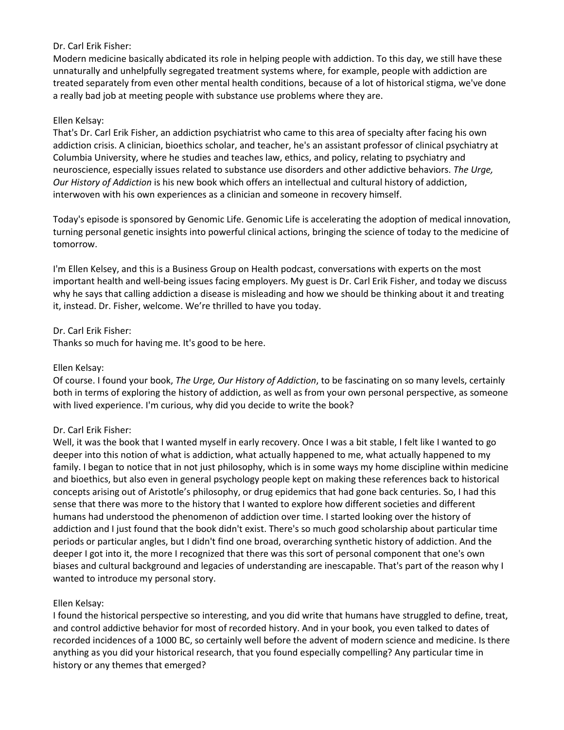Dr. Carl Erik Fisher:
Modern medicine basically abdicated its role in helping people with addiction. To this day, we still have these unnaturally and unhelpfully segregated treatment systems where, for example, people with addiction are treated separately from even other mental health conditions, because of a lot of historical stigma, we've done a really bad job at meeting people with substance use problems where they are.

Ellen Kelsay:
That's Dr. Carl Erik Fisher, an addiction psychiatrist who came to this area of specialty after facing his own addiction crisis. A clinician, bioethics scholar, and teacher, he's an assistant professor of clinical psychiatry at Columbia University, where he studies and teaches law, ethics, and policy, relating to psychiatry and neuroscience, especially issues related to substance use disorders and other addictive behaviors. *The Urge, Our History of Addiction* is his new book which offers an intellectual and cultural history of addiction, interwoven with his own experiences as a clinician and someone in recovery himself.

Today's episode is sponsored by Genomic Life. Genomic Life is accelerating the adoption of medical innovation, turning personal genetic insights into powerful clinical actions, bringing the science of today to the medicine of tomorrow.

I'm Ellen Kelsey, and this is a Business Group on Health podcast, conversations with experts on the most important health and well-being issues facing employers. My guest is Dr. Carl Erik Fisher, and today we discuss why he says that calling addiction a disease is misleading and how we should be thinking about it and treating it, instead. Dr. Fisher, welcome. We're thrilled to have you today.

Dr. Carl Erik Fisher:
Thanks so much for having me. It's good to be here.

Ellen Kelsay:
Of course. I found your book, *The Urge, Our History of Addiction*, to be fascinating on so many levels, certainly both in terms of exploring the history of addiction, as well as from your own personal perspective, as someone with lived experience. I'm curious, why did you decide to write the book?

Dr. Carl Erik Fisher:
Well, it was the book that I wanted myself in early recovery. Once I was a bit stable, I felt like I wanted to go deeper into this notion of what is addiction, what actually happened to me, what actually happened to my family. I began to notice that in not just philosophy, which is in some ways my home discipline within medicine and bioethics, but also even in general psychology people kept on making these references back to historical concepts arising out of Aristotle's philosophy, or drug epidemics that had gone back centuries. So, I had this sense that there was more to the history that I wanted to explore how different societies and different humans had understood the phenomenon of addiction over time. I started looking over the history of addiction and I just found that the book didn't exist. There's so much good scholarship about particular time periods or particular angles, but I didn't find one broad, overarching synthetic history of addiction. And the deeper I got into it, the more I recognized that there was this sort of personal component that one's own biases and cultural background and legacies of understanding are inescapable. That's part of the reason why I wanted to introduce my personal story.

Ellen Kelsay:
I found the historical perspective so interesting, and you did write that humans have struggled to define, treat, and control addictive behavior for most of recorded history. And in your book, you even talked to dates of recorded incidences of a 1000 BC, so certainly well before the advent of modern science and medicine. Is there anything as you did your historical research, that you found especially compelling? Any particular time in history or any themes that emerged?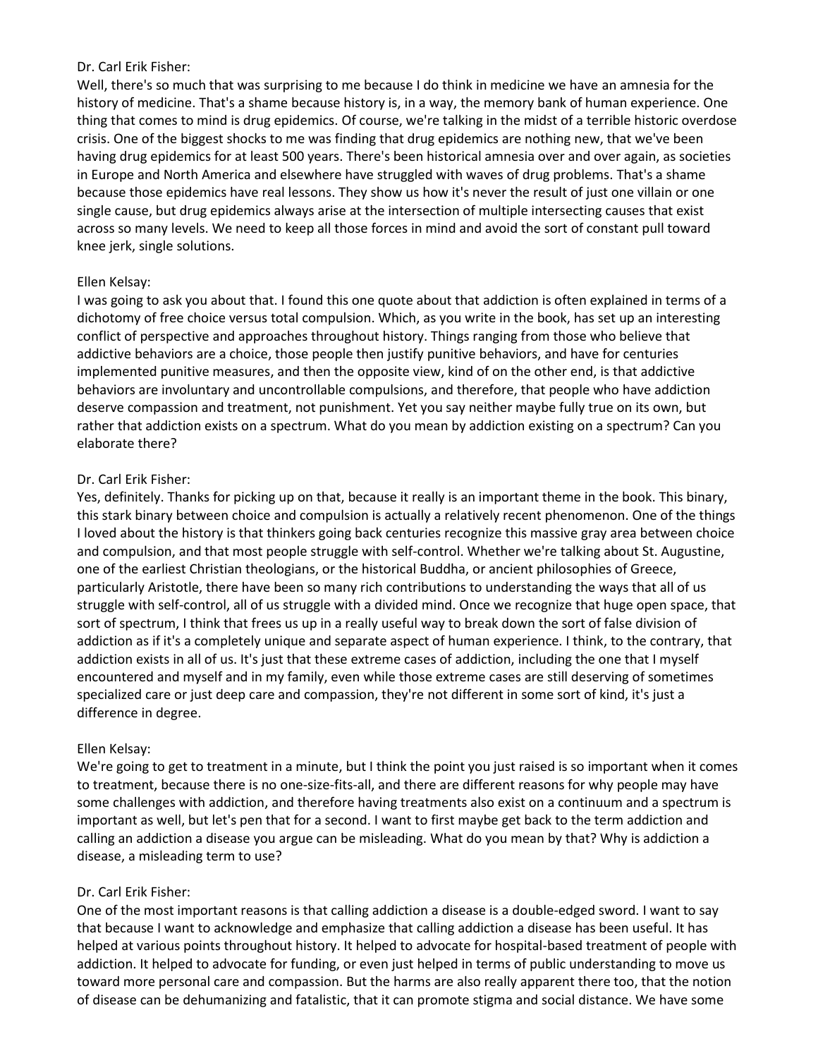Dr. Carl Erik Fisher:

Well, there's so much that was surprising to me because I do think in medicine we have an amnesia for the history of medicine. That's a shame because history is, in a way, the memory bank of human experience. One thing that comes to mind is drug epidemics. Of course, we're talking in the midst of a terrible historic overdose crisis. One of the biggest shocks to me was finding that drug epidemics are nothing new, that we've been having drug epidemics for at least 500 years. There's been historical amnesia over and over again, as societies in Europe and North America and elsewhere have struggled with waves of drug problems. That's a shame because those epidemics have real lessons. They show us how it's never the result of just one villain or one single cause, but drug epidemics always arise at the intersection of multiple intersecting causes that exist across so many levels. We need to keep all those forces in mind and avoid the sort of constant pull toward knee jerk, single solutions.

Ellen Kelsay:

I was going to ask you about that. I found this one quote about that addiction is often explained in terms of a dichotomy of free choice versus total compulsion. Which, as you write in the book, has set up an interesting conflict of perspective and approaches throughout history. Things ranging from those who believe that addictive behaviors are a choice, those people then justify punitive behaviors, and have for centuries implemented punitive measures, and then the opposite view, kind of on the other end, is that addictive behaviors are involuntary and uncontrollable compulsions, and therefore, that people who have addiction deserve compassion and treatment, not punishment. Yet you say neither maybe fully true on its own, but rather that addiction exists on a spectrum. What do you mean by addiction existing on a spectrum? Can you elaborate there?

Dr. Carl Erik Fisher:

Yes, definitely. Thanks for picking up on that, because it really is an important theme in the book. This binary, this stark binary between choice and compulsion is actually a relatively recent phenomenon. One of the things I loved about the history is that thinkers going back centuries recognize this massive gray area between choice and compulsion, and that most people struggle with self-control. Whether we're talking about St. Augustine, one of the earliest Christian theologians, or the historical Buddha, or ancient philosophies of Greece, particularly Aristotle, there have been so many rich contributions to understanding the ways that all of us struggle with self-control, all of us struggle with a divided mind. Once we recognize that huge open space, that sort of spectrum, I think that frees us up in a really useful way to break down the sort of false division of addiction as if it's a completely unique and separate aspect of human experience. I think, to the contrary, that addiction exists in all of us. It's just that these extreme cases of addiction, including the one that I myself encountered and myself and in my family, even while those extreme cases are still deserving of sometimes specialized care or just deep care and compassion, they're not different in some sort of kind, it's just a difference in degree.

Ellen Kelsay:

We're going to get to treatment in a minute, but I think the point you just raised is so important when it comes to treatment, because there is no one-size-fits-all, and there are different reasons for why people may have some challenges with addiction, and therefore having treatments also exist on a continuum and a spectrum is important as well, but let's pen that for a second. I want to first maybe get back to the term addiction and calling an addiction a disease you argue can be misleading. What do you mean by that? Why is addiction a disease, a misleading term to use?

Dr. Carl Erik Fisher:

One of the most important reasons is that calling addiction a disease is a double-edged sword. I want to say that because I want to acknowledge and emphasize that calling addiction a disease has been useful. It has helped at various points throughout history. It helped to advocate for hospital-based treatment of people with addiction. It helped to advocate for funding, or even just helped in terms of public understanding to move us toward more personal care and compassion. But the harms are also really apparent there too, that the notion of disease can be dehumanizing and fatalistic, that it can promote stigma and social distance. We have some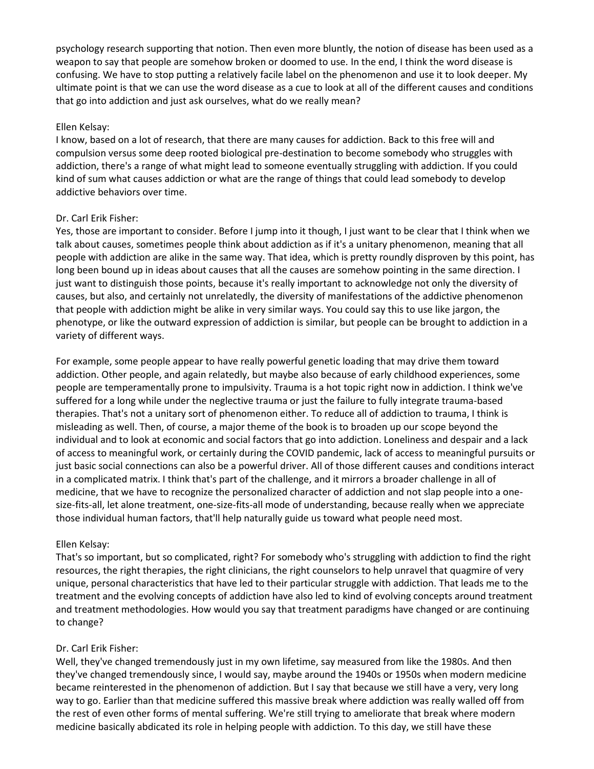psychology research supporting that notion. Then even more bluntly, the notion of disease has been used as a weapon to say that people are somehow broken or doomed to use. In the end, I think the word disease is confusing. We have to stop putting a relatively facile label on the phenomenon and use it to look deeper. My ultimate point is that we can use the word disease as a cue to look at all of the different causes and conditions that go into addiction and just ask ourselves, what do we really mean?

Ellen Kelsay:
I know, based on a lot of research, that there are many causes for addiction. Back to this free will and compulsion versus some deep rooted biological pre-destination to become somebody who struggles with addiction, there's a range of what might lead to someone eventually struggling with addiction. If you could kind of sum what causes addiction or what are the range of things that could lead somebody to develop addictive behaviors over time.

Dr. Carl Erik Fisher:
Yes, those are important to consider. Before I jump into it though, I just want to be clear that I think when we talk about causes, sometimes people think about addiction as if it's a unitary phenomenon, meaning that all people with addiction are alike in the same way. That idea, which is pretty roundly disproven by this point, has long been bound up in ideas about causes that all the causes are somehow pointing in the same direction. I just want to distinguish those points, because it's really important to acknowledge not only the diversity of causes, but also, and certainly not unrelatedly, the diversity of manifestations of the addictive phenomenon that people with addiction might be alike in very similar ways. You could say this to use like jargon, the phenotype, or like the outward expression of addiction is similar, but people can be brought to addiction in a variety of different ways.

For example, some people appear to have really powerful genetic loading that may drive them toward addiction. Other people, and again relatedly, but maybe also because of early childhood experiences, some people are temperamentally prone to impulsivity. Trauma is a hot topic right now in addiction. I think we've suffered for a long while under the neglective trauma or just the failure to fully integrate trauma-based therapies. That's not a unitary sort of phenomenon either. To reduce all of addiction to trauma, I think is misleading as well. Then, of course, a major theme of the book is to broaden up our scope beyond the individual and to look at economic and social factors that go into addiction. Loneliness and despair and a lack of access to meaningful work, or certainly during the COVID pandemic, lack of access to meaningful pursuits or just basic social connections can also be a powerful driver. All of those different causes and conditions interact in a complicated matrix. I think that's part of the challenge, and it mirrors a broader challenge in all of medicine, that we have to recognize the personalized character of addiction and not slap people into a one-size-fits-all, let alone treatment, one-size-fits-all mode of understanding, because really when we appreciate those individual human factors, that'll help naturally guide us toward what people need most.

Ellen Kelsay:
That's so important, but so complicated, right? For somebody who's struggling with addiction to find the right resources, the right therapies, the right clinicians, the right counselors to help unravel that quagmire of very unique, personal characteristics that have led to their particular struggle with addiction. That leads me to the treatment and the evolving concepts of addiction have also led to kind of evolving concepts around treatment and treatment methodologies. How would you say that treatment paradigms have changed or are continuing to change?

Dr. Carl Erik Fisher:
Well, they've changed tremendously just in my own lifetime, say measured from like the 1980s. And then they've changed tremendously since, I would say, maybe around the 1940s or 1950s when modern medicine became reinterested in the phenomenon of addiction. But I say that because we still have a very, very long way to go. Earlier than that medicine suffered this massive break where addiction was really walled off from the rest of even other forms of mental suffering. We're still trying to ameliorate that break where modern medicine basically abdicated its role in helping people with addiction. To this day, we still have these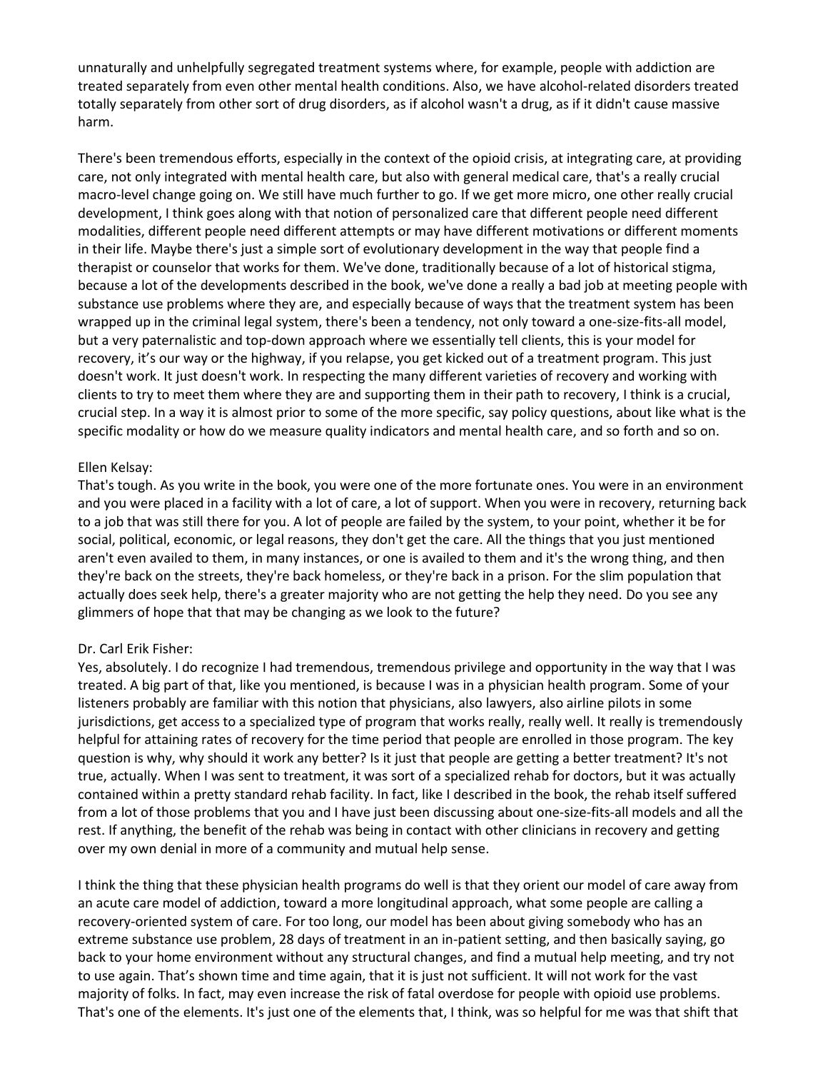unnaturally and unhelpfully segregated treatment systems where, for example, people with addiction are treated separately from even other mental health conditions. Also, we have alcohol-related disorders treated totally separately from other sort of drug disorders, as if alcohol wasn't a drug, as if it didn't cause massive harm.

There's been tremendous efforts, especially in the context of the opioid crisis, at integrating care, at providing care, not only integrated with mental health care, but also with general medical care, that's a really crucial macro-level change going on. We still have much further to go. If we get more micro, one other really crucial development, I think goes along with that notion of personalized care that different people need different modalities, different people need different attempts or may have different motivations or different moments in their life. Maybe there's just a simple sort of evolutionary development in the way that people find a therapist or counselor that works for them. We've done, traditionally because of a lot of historical stigma, because a lot of the developments described in the book, we've done a really a bad job at meeting people with substance use problems where they are, and especially because of ways that the treatment system has been wrapped up in the criminal legal system, there's been a tendency, not only toward a one-size-fits-all model, but a very paternalistic and top-down approach where we essentially tell clients, this is your model for recovery, it's our way or the highway, if you relapse, you get kicked out of a treatment program. This just doesn't work. It just doesn't work. In respecting the many different varieties of recovery and working with clients to try to meet them where they are and supporting them in their path to recovery, I think is a crucial, crucial step. In a way it is almost prior to some of the more specific, say policy questions, about like what is the specific modality or how do we measure quality indicators and mental health care, and so forth and so on.

Ellen Kelsay:
That's tough. As you write in the book, you were one of the more fortunate ones. You were in an environment and you were placed in a facility with a lot of care, a lot of support. When you were in recovery, returning back to a job that was still there for you. A lot of people are failed by the system, to your point, whether it be for social, political, economic, or legal reasons, they don't get the care. All the things that you just mentioned aren't even availed to them, in many instances, or one is availed to them and it's the wrong thing, and then they're back on the streets, they're back homeless, or they're back in a prison. For the slim population that actually does seek help, there's a greater majority who are not getting the help they need. Do you see any glimmers of hope that that may be changing as we look to the future?

Dr. Carl Erik Fisher:
Yes, absolutely. I do recognize I had tremendous, tremendous privilege and opportunity in the way that I was treated. A big part of that, like you mentioned, is because I was in a physician health program. Some of your listeners probably are familiar with this notion that physicians, also lawyers, also airline pilots in some jurisdictions, get access to a specialized type of program that works really, really well. It really is tremendously helpful for attaining rates of recovery for the time period that people are enrolled in those program. The key question is why, why should it work any better? Is it just that people are getting a better treatment? It's not true, actually. When I was sent to treatment, it was sort of a specialized rehab for doctors, but it was actually contained within a pretty standard rehab facility. In fact, like I described in the book, the rehab itself suffered from a lot of those problems that you and I have just been discussing about one-size-fits-all models and all the rest. If anything, the benefit of the rehab was being in contact with other clinicians in recovery and getting over my own denial in more of a community and mutual help sense.

I think the thing that these physician health programs do well is that they orient our model of care away from an acute care model of addiction, toward a more longitudinal approach, what some people are calling a recovery-oriented system of care. For too long, our model has been about giving somebody who has an extreme substance use problem, 28 days of treatment in an in-patient setting, and then basically saying, go back to your home environment without any structural changes, and find a mutual help meeting, and try not to use again. That's shown time and time again, that it is just not sufficient. It will not work for the vast majority of folks. In fact, may even increase the risk of fatal overdose for people with opioid use problems. That's one of the elements. It's just one of the elements that, I think, was so helpful for me was that shift that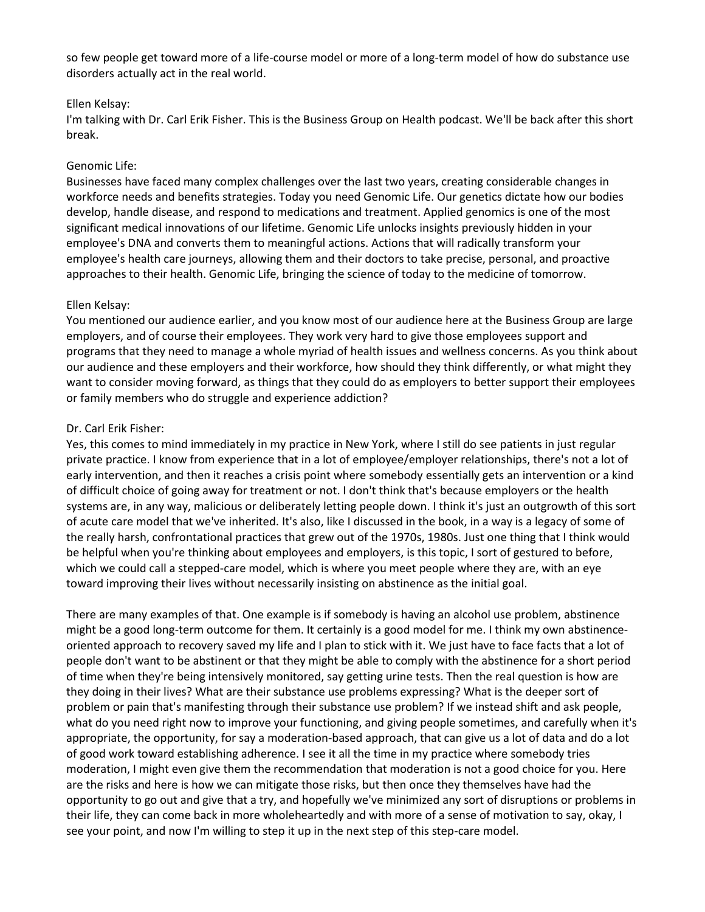so few people get toward more of a life-course model or more of a long-term model of how do substance use disorders actually act in the real world.

Ellen Kelsay:
I'm talking with Dr. Carl Erik Fisher. This is the Business Group on Health podcast. We'll be back after this short break.

Genomic Life:
Businesses have faced many complex challenges over the last two years, creating considerable changes in workforce needs and benefits strategies. Today you need Genomic Life. Our genetics dictate how our bodies develop, handle disease, and respond to medications and treatment. Applied genomics is one of the most significant medical innovations of our lifetime. Genomic Life unlocks insights previously hidden in your employee's DNA and converts them to meaningful actions. Actions that will radically transform your employee's health care journeys, allowing them and their doctors to take precise, personal, and proactive approaches to their health. Genomic Life, bringing the science of today to the medicine of tomorrow.

Ellen Kelsay:
You mentioned our audience earlier, and you know most of our audience here at the Business Group are large employers, and of course their employees. They work very hard to give those employees support and programs that they need to manage a whole myriad of health issues and wellness concerns. As you think about our audience and these employers and their workforce, how should they think differently, or what might they want to consider moving forward, as things that they could do as employers to better support their employees or family members who do struggle and experience addiction?

Dr. Carl Erik Fisher:
Yes, this comes to mind immediately in my practice in New York, where I still do see patients in just regular private practice. I know from experience that in a lot of employee/employer relationships, there's not a lot of early intervention, and then it reaches a crisis point where somebody essentially gets an intervention or a kind of difficult choice of going away for treatment or not. I don't think that's because employers or the health systems are, in any way, malicious or deliberately letting people down. I think it's just an outgrowth of this sort of acute care model that we've inherited. It's also, like I discussed in the book, in a way is a legacy of some of the really harsh, confrontational practices that grew out of the 1970s, 1980s. Just one thing that I think would be helpful when you're thinking about employees and employers, is this topic, I sort of gestured to before, which we could call a stepped-care model, which is where you meet people where they are, with an eye toward improving their lives without necessarily insisting on abstinence as the initial goal.

There are many examples of that. One example is if somebody is having an alcohol use problem, abstinence might be a good long-term outcome for them. It certainly is a good model for me. I think my own abstinence-oriented approach to recovery saved my life and I plan to stick with it. We just have to face facts that a lot of people don't want to be abstinent or that they might be able to comply with the abstinence for a short period of time when they're being intensively monitored, say getting urine tests. Then the real question is how are they doing in their lives? What are their substance use problems expressing? What is the deeper sort of problem or pain that's manifesting through their substance use problem? If we instead shift and ask people, what do you need right now to improve your functioning, and giving people sometimes, and carefully when it's appropriate, the opportunity, for say a moderation-based approach, that can give us a lot of data and do a lot of good work toward establishing adherence. I see it all the time in my practice where somebody tries moderation, I might even give them the recommendation that moderation is not a good choice for you. Here are the risks and here is how we can mitigate those risks, but then once they themselves have had the opportunity to go out and give that a try, and hopefully we've minimized any sort of disruptions or problems in their life, they can come back in more wholeheartedly and with more of a sense of motivation to say, okay, I see your point, and now I'm willing to step it up in the next step of this step-care model.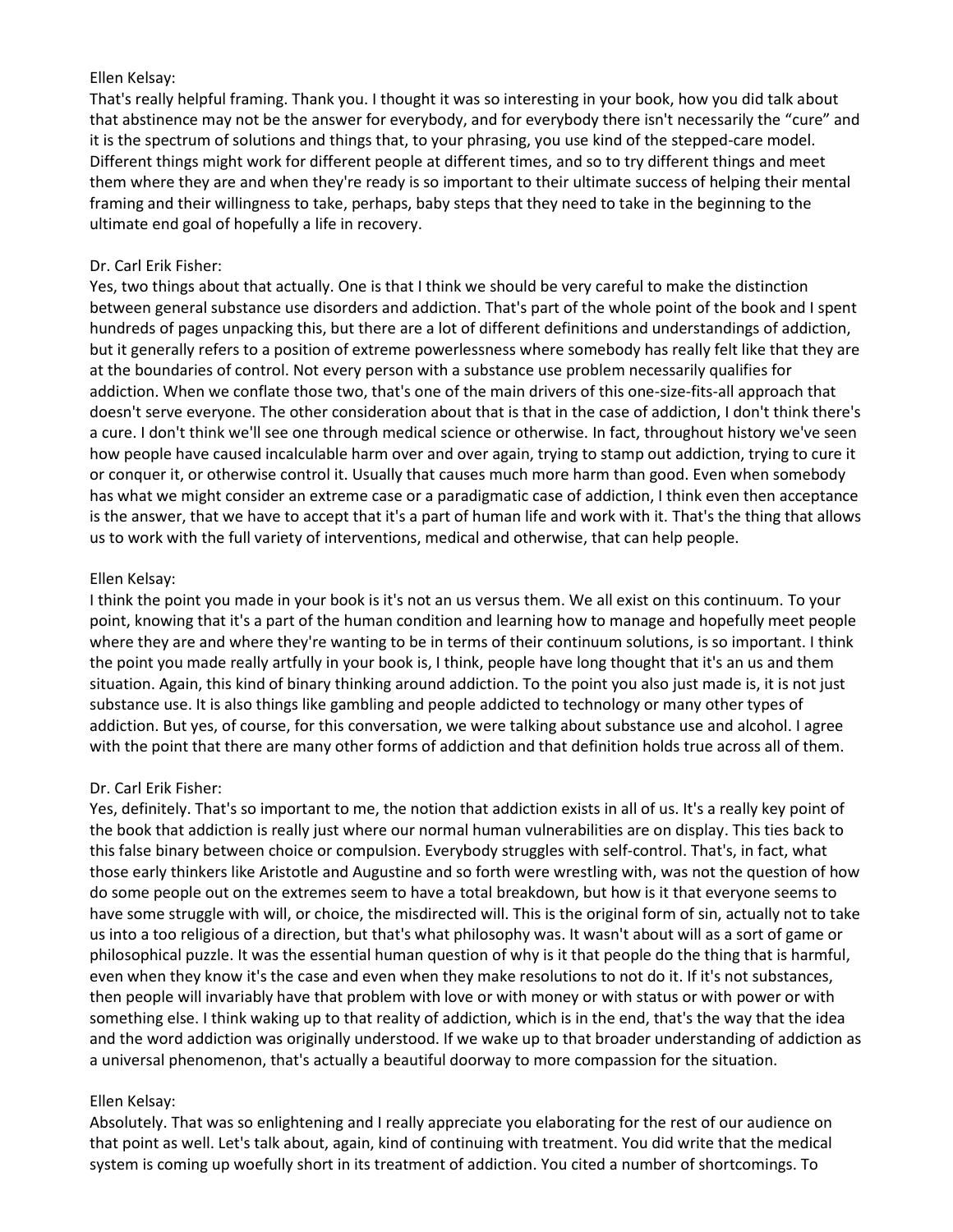Ellen Kelsay:
That's really helpful framing. Thank you. I thought it was so interesting in your book, how you did talk about that abstinence may not be the answer for everybody, and for everybody there isn't necessarily the "cure" and it is the spectrum of solutions and things that, to your phrasing, you use kind of the stepped-care model. Different things might work for different people at different times, and so to try different things and meet them where they are and when they're ready is so important to their ultimate success of helping their mental framing and their willingness to take, perhaps, baby steps that they need to take in the beginning to the ultimate end goal of hopefully a life in recovery.

Dr. Carl Erik Fisher:
Yes, two things about that actually. One is that I think we should be very careful to make the distinction between general substance use disorders and addiction. That's part of the whole point of the book and I spent hundreds of pages unpacking this, but there are a lot of different definitions and understandings of addiction, but it generally refers to a position of extreme powerlessness where somebody has really felt like that they are at the boundaries of control. Not every person with a substance use problem necessarily qualifies for addiction. When we conflate those two, that's one of the main drivers of this one-size-fits-all approach that doesn't serve everyone. The other consideration about that is that in the case of addiction, I don't think there's a cure. I don't think we'll see one through medical science or otherwise. In fact, throughout history we've seen how people have caused incalculable harm over and over again, trying to stamp out addiction, trying to cure it or conquer it, or otherwise control it. Usually that causes much more harm than good. Even when somebody has what we might consider an extreme case or a paradigmatic case of addiction, I think even then acceptance is the answer, that we have to accept that it's a part of human life and work with it. That's the thing that allows us to work with the full variety of interventions, medical and otherwise, that can help people.

Ellen Kelsay:
I think the point you made in your book is it's not an us versus them. We all exist on this continuum. To your point, knowing that it's a part of the human condition and learning how to manage and hopefully meet people where they are and where they're wanting to be in terms of their continuum solutions, is so important. I think the point you made really artfully in your book is, I think, people have long thought that it's an us and them situation. Again, this kind of binary thinking around addiction. To the point you also just made is, it is not just substance use. It is also things like gambling and people addicted to technology or many other types of addiction. But yes, of course, for this conversation, we were talking about substance use and alcohol. I agree with the point that there are many other forms of addiction and that definition holds true across all of them.

Dr. Carl Erik Fisher:
Yes, definitely. That's so important to me, the notion that addiction exists in all of us. It's a really key point of the book that addiction is really just where our normal human vulnerabilities are on display. This ties back to this false binary between choice or compulsion. Everybody struggles with self-control. That's, in fact, what those early thinkers like Aristotle and Augustine and so forth were wrestling with, was not the question of how do some people out on the extremes seem to have a total breakdown, but how is it that everyone seems to have some struggle with will, or choice, the misdirected will. This is the original form of sin, actually not to take us into a too religious of a direction, but that's what philosophy was. It wasn't about will as a sort of game or philosophical puzzle. It was the essential human question of why is it that people do the thing that is harmful, even when they know it's the case and even when they make resolutions to not do it. If it's not substances, then people will invariably have that problem with love or with money or with status or with power or with something else. I think waking up to that reality of addiction, which is in the end, that's the way that the idea and the word addiction was originally understood. If we wake up to that broader understanding of addiction as a universal phenomenon, that's actually a beautiful doorway to more compassion for the situation.

Ellen Kelsay:
Absolutely. That was so enlightening and I really appreciate you elaborating for the rest of our audience on that point as well. Let's talk about, again, kind of continuing with treatment. You did write that the medical system is coming up woefully short in its treatment of addiction. You cited a number of shortcomings. To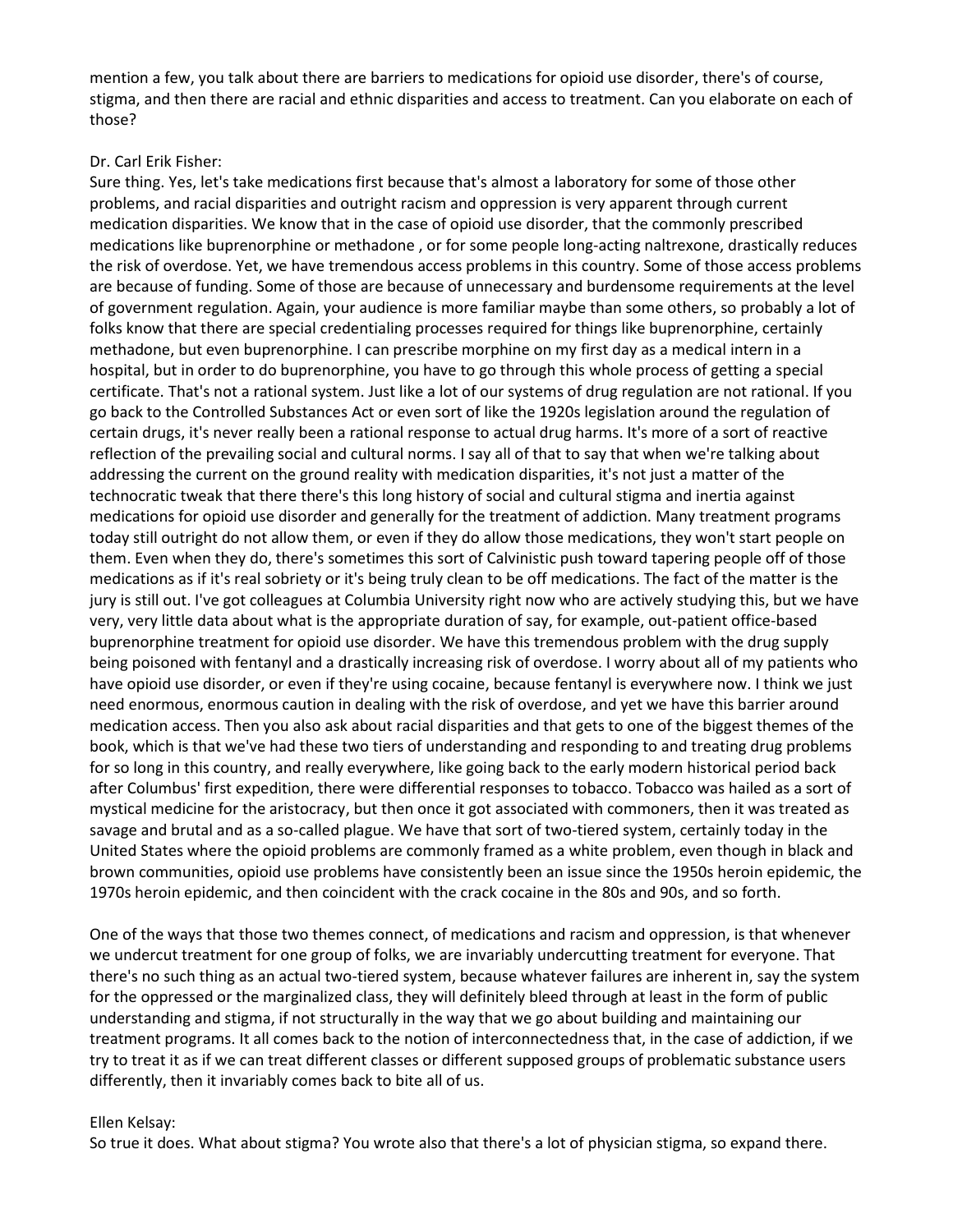mention a few, you talk about there are barriers to medications for opioid use disorder, there's of course, stigma, and then there are racial and ethnic disparities and access to treatment. Can you elaborate on each of those?

Dr. Carl Erik Fisher:
Sure thing. Yes, let's take medications first because that's almost a laboratory for some of those other problems, and racial disparities and outright racism and oppression is very apparent through current medication disparities. We know that in the case of opioid use disorder, that the commonly prescribed medications like buprenorphine or methadone , or for some people long-acting naltrexone, drastically reduces the risk of overdose. Yet, we have tremendous access problems in this country. Some of those access problems are because of funding. Some of those are because of unnecessary and burdensome requirements at the level of government regulation. Again, your audience is more familiar maybe than some others, so probably a lot of folks know that there are special credentialing processes required for things like buprenorphine, certainly methadone, but even buprenorphine. I can prescribe morphine on my first day as a medical intern in a hospital, but in order to do buprenorphine, you have to go through this whole process of getting a special certificate. That's not a rational system. Just like a lot of our systems of drug regulation are not rational. If you go back to the Controlled Substances Act or even sort of like the 1920s legislation around the regulation of certain drugs, it's never really been a rational response to actual drug harms. It's more of a sort of reactive reflection of the prevailing social and cultural norms. I say all of that to say that when we're talking about addressing the current on the ground reality with medication disparities, it's not just a matter of the technocratic tweak that there there's this long history of social and cultural stigma and inertia against medications for opioid use disorder and generally for the treatment of addiction. Many treatment programs today still outright do not allow them, or even if they do allow those medications, they won't start people on them. Even when they do, there's sometimes this sort of Calvinistic push toward tapering people off of those medications as if it's real sobriety or it's being truly clean to be off medications. The fact of the matter is the jury is still out. I've got colleagues at Columbia University right now who are actively studying this, but we have very, very little data about what is the appropriate duration of say, for example, out-patient office-based buprenorphine treatment for opioid use disorder. We have this tremendous problem with the drug supply being poisoned with fentanyl and a drastically increasing risk of overdose. I worry about all of my patients who have opioid use disorder, or even if they're using cocaine, because fentanyl is everywhere now. I think we just need enormous, enormous caution in dealing with the risk of overdose, and yet we have this barrier around medication access. Then you also ask about racial disparities and that gets to one of the biggest themes of the book, which is that we've had these two tiers of understanding and responding to and treating drug problems for so long in this country, and really everywhere, like going back to the early modern historical period back after Columbus' first expedition, there were differential responses to tobacco. Tobacco was hailed as a sort of mystical medicine for the aristocracy, but then once it got associated with commoners, then it was treated as savage and brutal and as a so-called plague. We have that sort of two-tiered system, certainly today in the United States where the opioid problems are commonly framed as a white problem, even though in black and brown communities, opioid use problems have consistently been an issue since the 1950s heroin epidemic, the 1970s heroin epidemic, and then coincident with the crack cocaine in the 80s and 90s, and so forth.

One of the ways that those two themes connect, of medications and racism and oppression, is that whenever we undercut treatment for one group of folks, we are invariably undercutting treatment for everyone. That there's no such thing as an actual two-tiered system, because whatever failures are inherent in, say the system for the oppressed or the marginalized class, they will definitely bleed through at least in the form of public understanding and stigma, if not structurally in the way that we go about building and maintaining our treatment programs. It all comes back to the notion of interconnectedness that, in the case of addiction, if we try to treat it as if we can treat different classes or different supposed groups of problematic substance users differently, then it invariably comes back to bite all of us.

Ellen Kelsay:
So true it does. What about stigma? You wrote also that there's a lot of physician stigma, so expand there.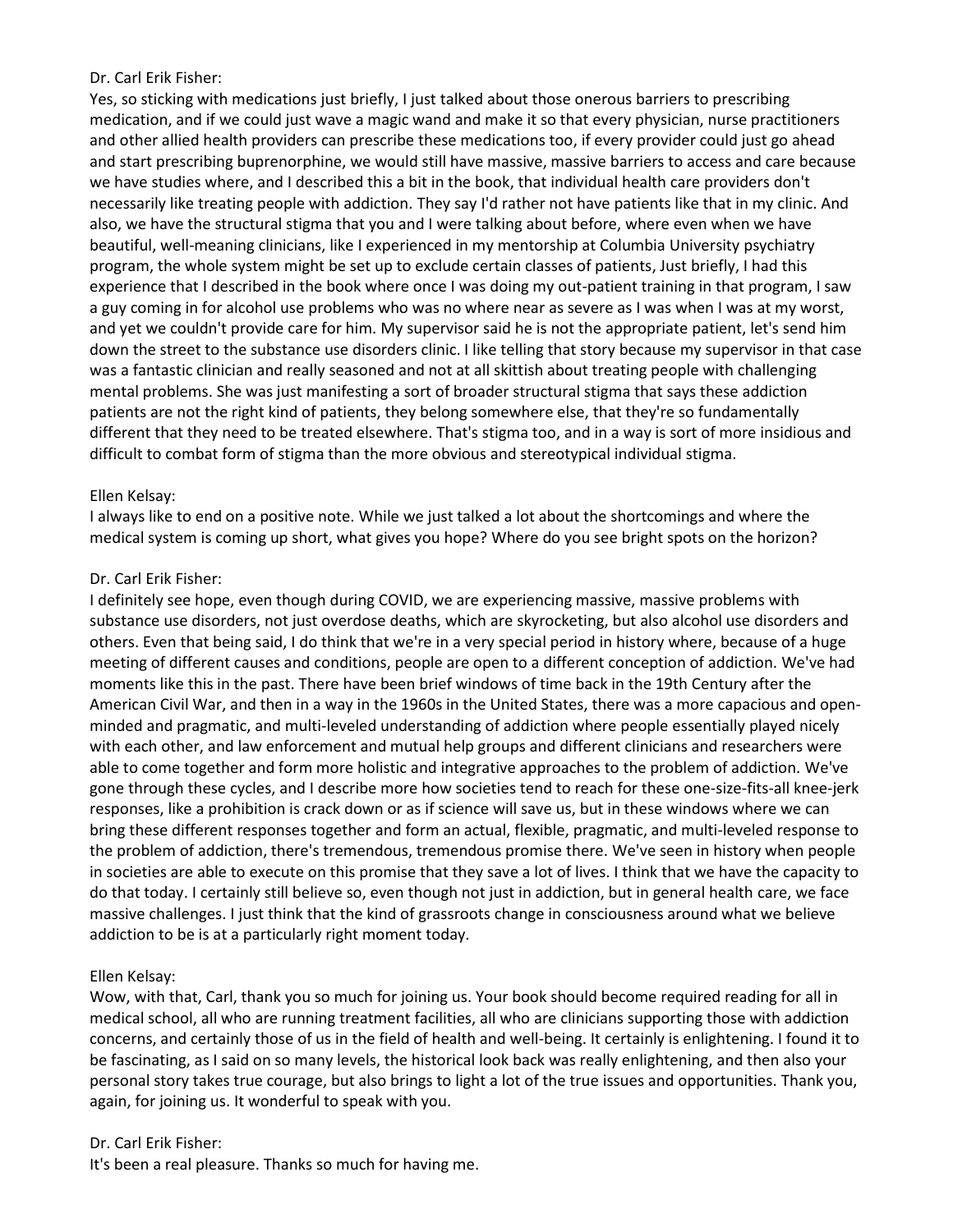Dr. Carl Erik Fisher:

Yes, so sticking with medications just briefly, I just talked about those onerous barriers to prescribing medication, and if we could just wave a magic wand and make it so that every physician, nurse practitioners and other allied health providers can prescribe these medications too, if every provider could just go ahead and start prescribing buprenorphine, we would still have massive, massive barriers to access and care because we have studies where, and I described this a bit in the book, that individual health care providers don't necessarily like treating people with addiction. They say I'd rather not have patients like that in my clinic. And also, we have the structural stigma that you and I were talking about before, where even when we have beautiful, well-meaning clinicians, like I experienced in my mentorship at Columbia University psychiatry program, the whole system might be set up to exclude certain classes of patients, Just briefly, I had this experience that I described in the book where once I was doing my out-patient training in that program, I saw a guy coming in for alcohol use problems who was no where near as severe as I was when I was at my worst, and yet we couldn't provide care for him. My supervisor said he is not the appropriate patient, let's send him down the street to the substance use disorders clinic. I like telling that story because my supervisor in that case was a fantastic clinician and really seasoned and not at all skittish about treating people with challenging mental problems. She was just manifesting a sort of broader structural stigma that says these addiction patients are not the right kind of patients, they belong somewhere else, that they're so fundamentally different that they need to be treated elsewhere. That's stigma too, and in a way is sort of more insidious and difficult to combat form of stigma than the more obvious and stereotypical individual stigma.

Ellen Kelsay:

I always like to end on a positive note. While we just talked a lot about the shortcomings and where the medical system is coming up short, what gives you hope? Where do you see bright spots on the horizon?

Dr. Carl Erik Fisher:

I definitely see hope, even though during COVID, we are experiencing massive, massive problems with substance use disorders, not just overdose deaths, which are skyrocketing, but also alcohol use disorders and others. Even that being said, I do think that we're in a very special period in history where, because of a huge meeting of different causes and conditions, people are open to a different conception of addiction. We've had moments like this in the past. There have been brief windows of time back in the 19th Century after the American Civil War, and then in a way in the 1960s in the United States, there was a more capacious and open-minded and pragmatic, and multi-leveled understanding of addiction where people essentially played nicely with each other, and law enforcement and mutual help groups and different clinicians and researchers were able to come together and form more holistic and integrative approaches to the problem of addiction. We've gone through these cycles, and I describe more how societies tend to reach for these one-size-fits-all knee-jerk responses, like a prohibition is crack down or as if science will save us, but in these windows where we can bring these different responses together and form an actual, flexible, pragmatic, and multi-leveled response to the problem of addiction, there's tremendous, tremendous promise there. We've seen in history when people in societies are able to execute on this promise that they save a lot of lives. I think that we have the capacity to do that today. I certainly still believe so, even though not just in addiction, but in general health care, we face massive challenges. I just think that the kind of grassroots change in consciousness around what we believe addiction to be is at a particularly right moment today.

Ellen Kelsay:

Wow, with that, Carl, thank you so much for joining us. Your book should become required reading for all in medical school, all who are running treatment facilities, all who are clinicians supporting those with addiction concerns, and certainly those of us in the field of health and well-being. It certainly is enlightening. I found it to be fascinating, as I said on so many levels, the historical look back was really enlightening, and then also your personal story takes true courage, but also brings to light a lot of the true issues and opportunities. Thank you, again, for joining us. It wonderful to speak with you.

Dr. Carl Erik Fisher:

It's been a real pleasure. Thanks so much for having me.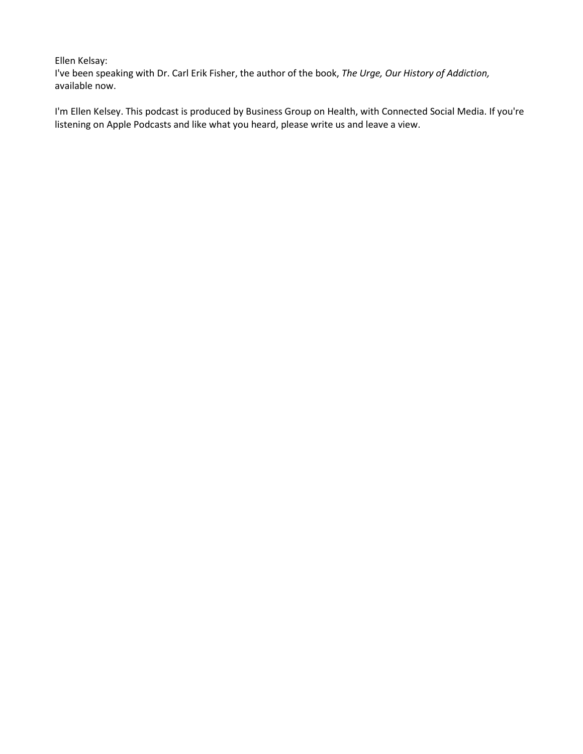Ellen Kelsay:
I've been speaking with Dr. Carl Erik Fisher, the author of the book, *The Urge, Our History of Addiction,* available now.

I'm Ellen Kelsey. This podcast is produced by Business Group on Health, with Connected Social Media. If you're listening on Apple Podcasts and like what you heard, please write us and leave a view.